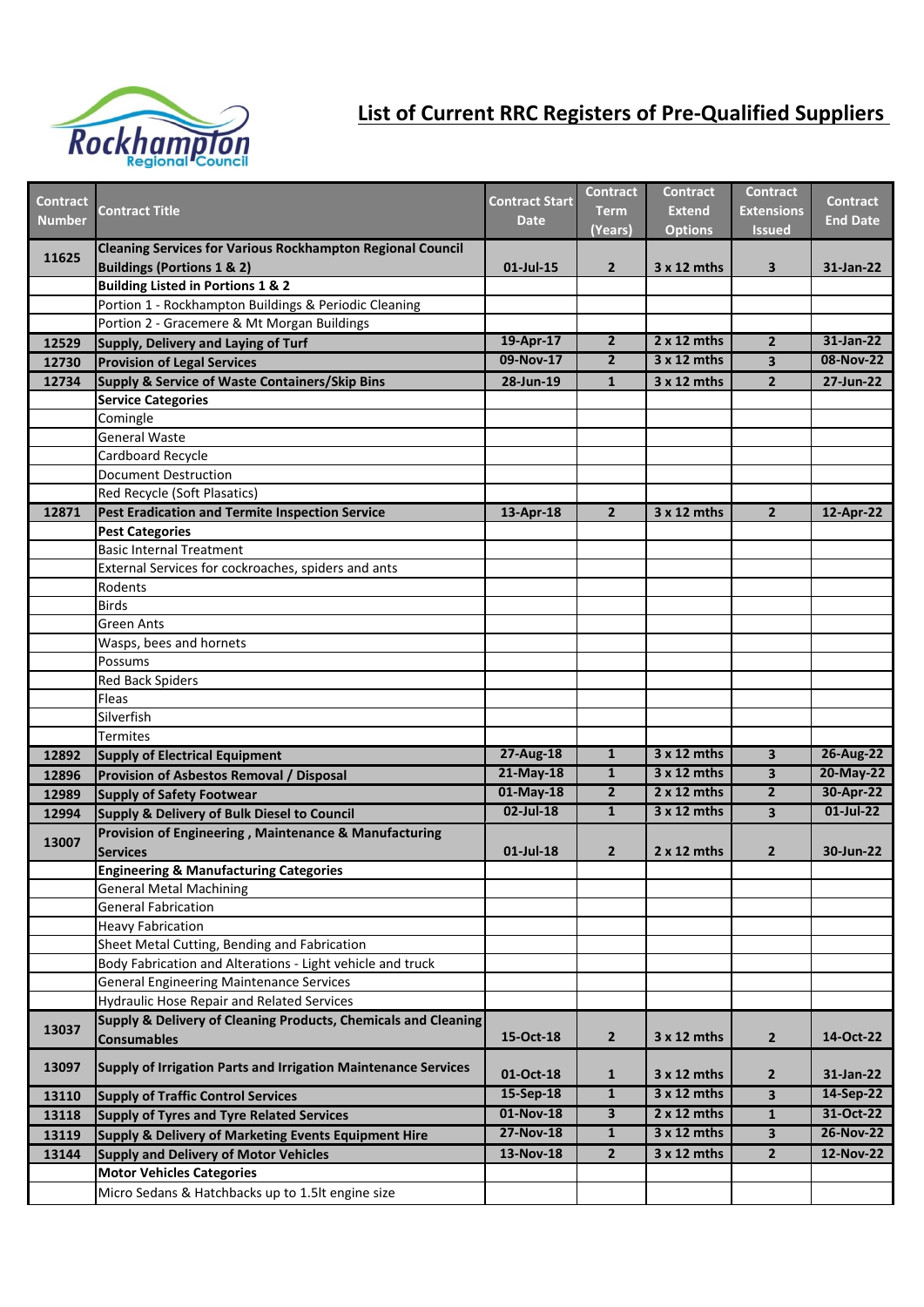# List of Current RRC Registers of Pre-Qualified Suppliers

| Contract Number | Contract Title | Contract Start Date | Contract Term (Years) | Contract Extend Options | Contract Extensions Issued | Contract End Date |
|---|---|---|---|---|---|---|
| 11625 | **Cleaning Services for Various Rockhampton Regional Council Buildings (Portions 1 & 2)** | 01-Jul-15 | 2 | 3 x 12 mths | 3 | 31-Jan-22 |
| | **Building Listed in Portions 1 & 2** | | | | | |
| | Portion 1 - Rockhampton Buildings & Periodic Cleaning | | | | | |
| | Portion 2 - Gracemere & Mt Morgan Buildings | | | | | |
| 12529 | **Supply, Delivery and Laying of Turf** | 19-Apr-17 | 2 | 2 x 12 mths | 2 | 31-Jan-22 |
| 12730 | **Provision of Legal Services** | 09-Nov-17 | 2 | 3 x 12 mths | 3 | 08-Nov-22 |
| 12734 | **Supply & Service of Waste Containers/Skip Bins** | 28-Jun-19 | 1 | 3 x 12 mths | 2 | 27-Jun-22 |
| | **Service Categories** | | | | | |
| | Comingle | | | | | |
| | General Waste | | | | | |
| | Cardboard Recycle | | | | | |
| | Document Destruction | | | | | |
| | Red Recycle (Soft Plasatics) | | | | | |
| 12871 | **Pest Eradication and Termite Inspection Service** | 13-Apr-18 | 2 | 3 x 12 mths | 2 | 12-Apr-22 |
| | **Pest Categories** | | | | | |
| | Basic Internal Treatment | | | | | |
| | External Services for cockroaches, spiders and ants | | | | | |
| | Rodents | | | | | |
| | Birds | | | | | |
| | Green Ants | | | | | |
| | Wasps, bees and hornets | | | | | |
| | Possums | | | | | |
| | Red Back Spiders | | | | | |
| | Fleas | | | | | |
| | Silverfish | | | | | |
| | Termites | | | | | |
| 12892 | **Supply of Electrical Equipment** | 27-Aug-18 | 1 | 3 x 12 mths | 3 | 26-Aug-22 |
| 12896 | **Provision of Asbestos Removal / Disposal** | 21-May-18 | 1 | 3 x 12 mths | 3 | 20-May-22 |
| 12989 | **Supply of Safety Footwear** | 01-May-18 | 2 | 2 x 12 mths | 2 | 30-Apr-22 |
| 12994 | **Supply & Delivery of Bulk Diesel to Council** | 02-Jul-18 | 1 | 3 x 12 mths | 3 | 01-Jul-22 |
| 13007 | **Provision of Engineering , Maintenance & Manufacturing Services** | 01-Jul-18 | 2 | 2 x 12 mths | 2 | 30-Jun-22 |
| | **Engineering & Manufacturing Categories** | | | | | |
| | General Metal Machining | | | | | |
| | General Fabrication | | | | | |
| | Heavy Fabrication | | | | | |
| | Sheet Metal Cutting, Bending and Fabrication | | | | | |
| | Body Fabrication and Alterations - Light vehicle and truck | | | | | |
| | General Engineering Maintenance Services | | | | | |
| | Hydraulic Hose Repair and Related Services | | | | | |
| 13037 | **Supply & Delivery of Cleaning Products, Chemicals and Cleaning Consumables** | 15-Oct-18 | 2 | 3 x 12 mths | 2 | 14-Oct-22 |
| 13097 | **Supply of Irrigation Parts and Irrigation Maintenance Services** | 01-Oct-18 | 1 | 3 x 12 mths | 2 | 31-Jan-22 |
| 13110 | **Supply of Traffic Control Services** | 15-Sep-18 | 1 | 3 x 12 mths | 3 | 14-Sep-22 |
| 13118 | **Supply of Tyres and Tyre Related Services** | 01-Nov-18 | 3 | 2 x 12 mths | 1 | 31-Oct-22 |
| 13119 | **Supply & Delivery of Marketing Events Equipment Hire** | 27-Nov-18 | 1 | 3 x 12 mths | 3 | 26-Nov-22 |
| 13144 | **Supply and Delivery of Motor Vehicles** | 13-Nov-18 | 2 | 3 x 12 mths | 2 | 12-Nov-22 |
| | **Motor Vehicles Categories** | | | | | |
| | Micro Sedans & Hatchbacks up to 1.5lt engine size | | | | | |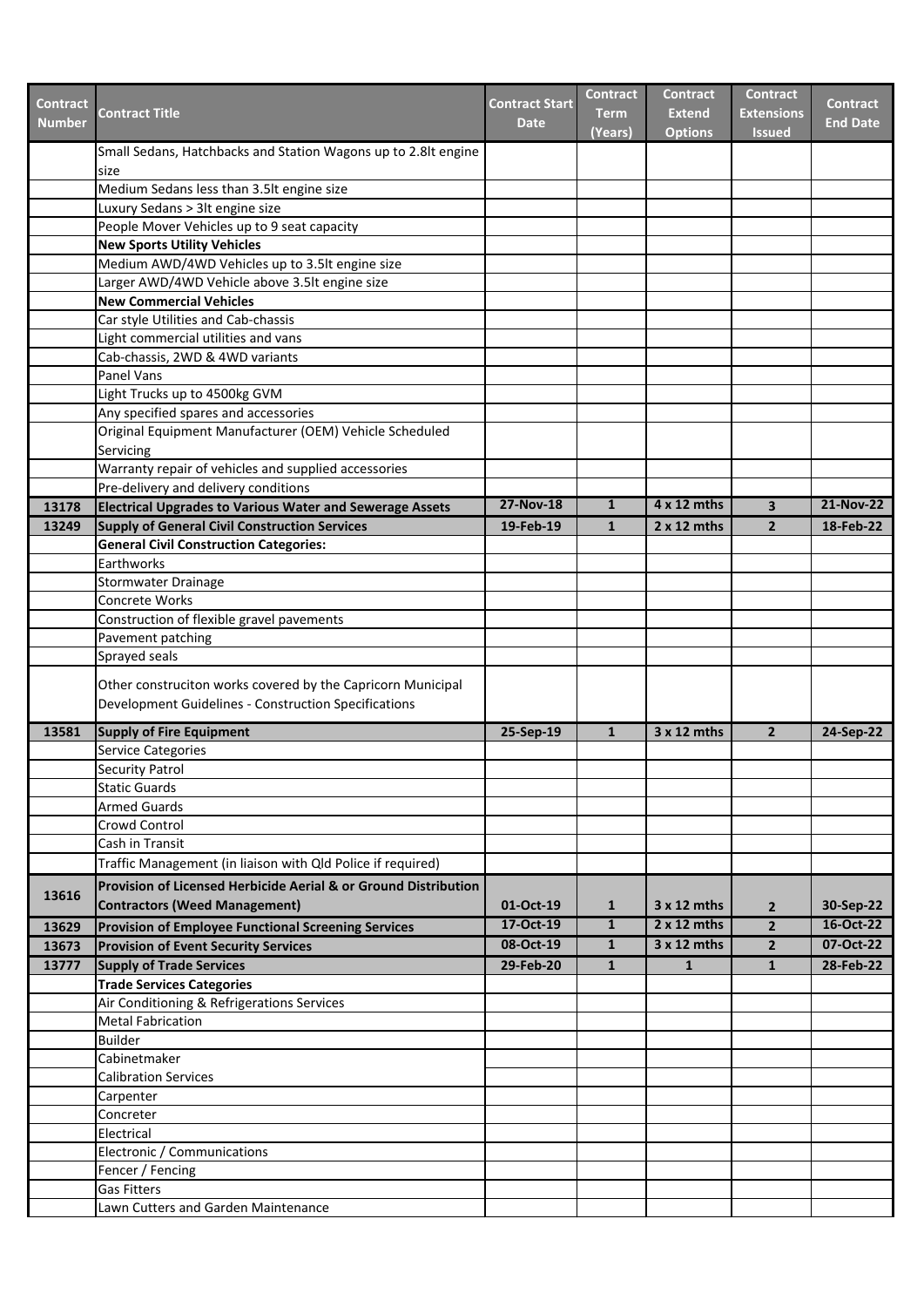| Contract Number | Contract Title | Contract Start Date | Contract Term (Years) | Contract Extend Options | Contract Extensions Issued | Contract End Date |
|---|---|---|---|---|---|---|
| | Small Sedans, Hatchbacks and Station Wagons up to 2.8lt engine size | | | | | |
| | Medium Sedans less than 3.5lt engine size | | | | | |
| | Luxury Sedans > 3lt engine size | | | | | |
| | People Mover Vehicles up to 9 seat capacity | | | | | |
| | **New Sports Utility Vehicles** | | | | | |
| | Medium AWD/4WD Vehicles up to 3.5lt engine size | | | | | |
| | Larger AWD/4WD Vehicle above 3.5lt engine size | | | | | |
| | **New Commercial Vehicles** | | | | | |
| | Car style Utilities and Cab-chassis | | | | | |
| | Light commercial utilities and vans | | | | | |
| | Cab-chassis, 2WD & 4WD variants | | | | | |
| | Panel Vans | | | | | |
| | Light Trucks up to 4500kg GVM | | | | | |
| | Any specified spares and accessories | | | | | |
| | Original Equipment Manufacturer (OEM) Vehicle Scheduled Servicing | | | | | |
| | Warranty repair of vehicles and supplied accessories | | | | | |
| | Pre-delivery and delivery conditions | | | | | |
| **13178** | **Electrical Upgrades to Various Water and Sewerage Assets** | **27-Nov-18** | **1** | **4 x 12 mths** | **3** | **21-Nov-22** |
| **13249** | **Supply of General Civil Construction Services** | **19-Feb-19** | **1** | **2 x 12 mths** | **2** | **18-Feb-22** |
| | **General Civil Construction Categories:** | | | | | |
| | Earthworks | | | | | |
| | Stormwater Drainage | | | | | |
| | Concrete Works | | | | | |
| | Construction of flexible gravel pavements | | | | | |
| | Pavement patching | | | | | |
| | Sprayed seals | | | | | |
| | Other construciton works covered by the Capricorn Municipal Development Guidelines - Construction Specifications | | | | | |
| **13581** | **Supply of Fire Equipment** | **25-Sep-19** | **1** | **3 x 12 mths** | **2** | **24-Sep-22** |
| | Service Categories | | | | | |
| | Security Patrol | | | | | |
| | Static Guards | | | | | |
| | Armed Guards | | | | | |
| | Crowd Control | | | | | |
| | Cash in Transit | | | | | |
| | Traffic Management (in liaison with Qld Police if required) | | | | | |
| **13616** | **Provision of Licensed Herbicide Aerial & or Ground Distribution Contractors (Weed Management)** | **01-Oct-19** | **1** | **3 x 12 mths** | **2** | **30-Sep-22** |
| **13629** | **Provision of Employee Functional Screening Services** | **17-Oct-19** | **1** | **2 x 12 mths** | **2** | **16-Oct-22** |
| **13673** | **Provision of Event Security Services** | **08-Oct-19** | **1** | **3 x 12 mths** | **2** | **07-Oct-22** |
| **13777** | **Supply of Trade Services** | **29-Feb-20** | **1** | **1** | **1** | **28-Feb-22** |
| | **Trade Services Categories** | | | | | |
| | Air Conditioning & Refrigerations Services | | | | | |
| | Metal Fabrication | | | | | |
| | Builder | | | | | |
| | Cabinetmaker | | | | | |
| | Calibration Services | | | | | |
| | Carpenter | | | | | |
| | Concreter | | | | | |
| | Electrical | | | | | |
| | Electronic / Communications | | | | | |
| | Fencer / Fencing | | | | | |
| | Gas Fitters | | | | | |
| | Lawn Cutters and Garden Maintenance | | | | | |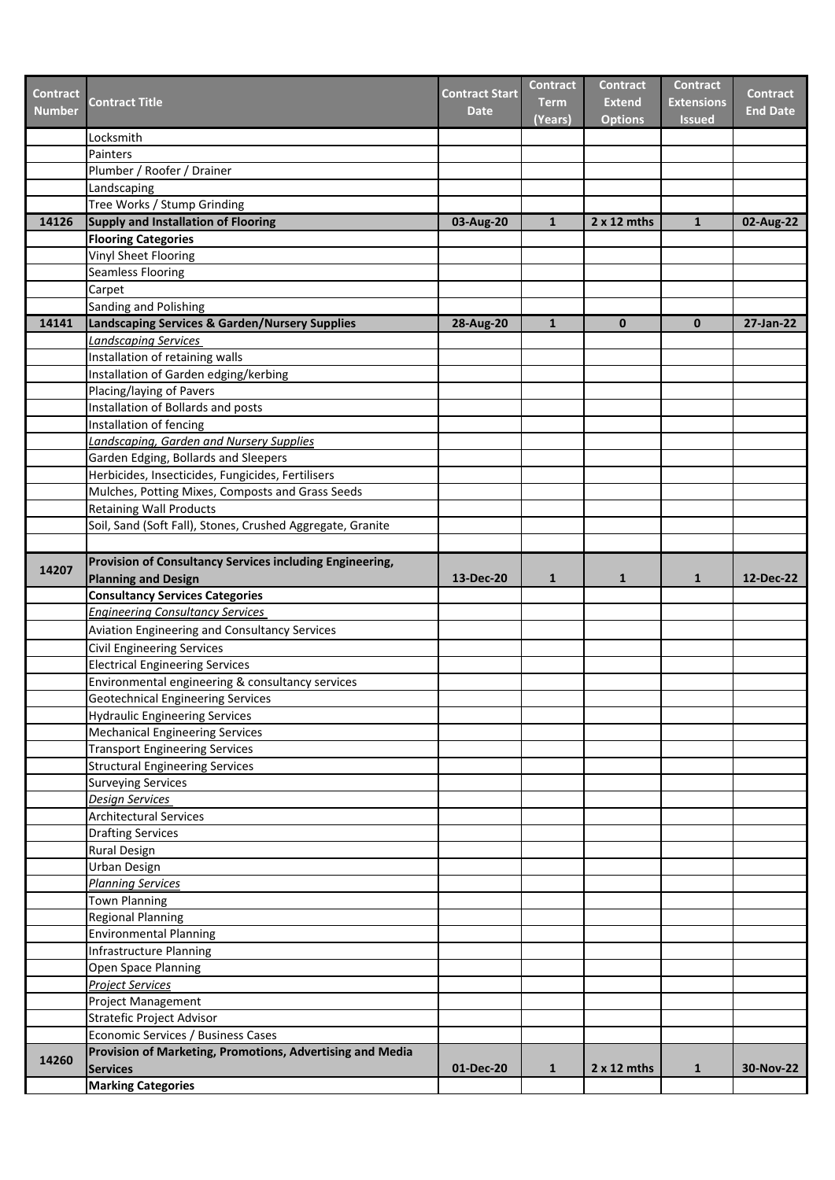| Contract Number | Contract Title | Contract Start Date | Contract Term (Years) | Contract Extend Options | Contract Extensions Issued | Contract End Date |
|---|---|---|---|---|---|---|
| | Locksmith | | | | | |
| | Painters | | | | | |
| | Plumber / Roofer / Drainer | | | | | |
| | Landscaping | | | | | |
| | Tree Works / Stump Grinding | | | | | |
| **14126** | **Supply and Installation of Flooring** | **03-Aug-20** | **1** | **2 x 12 mths** | **1** | **02-Aug-22** |
| | **Flooring Categories** | | | | | |
| | Vinyl Sheet Flooring | | | | | |
| | Seamless Flooring | | | | | |
| | Carpet | | | | | |
| | Sanding and Polishing | | | | | |
| **14141** | **Landscaping Services & Garden/Nursery Supplies** | **28-Aug-20** | **1** | **0** | **0** | **27-Jan-22** |
| | *Landscaping Services* | | | | | |
| | Installation of retaining walls | | | | | |
| | Installation of Garden edging/kerbing | | | | | |
| | Placing/laying of Pavers | | | | | |
| | Installation of Bollards and posts | | | | | |
| | Installation of fencing | | | | | |
| | *Landscaping, Garden and Nursery Supplies* | | | | | |
| | Garden Edging, Bollards and Sleepers | | | | | |
| | Herbicides, Insecticides, Fungicides, Fertilisers | | | | | |
| | Mulches, Potting Mixes, Composts and Grass Seeds | | | | | |
| | Retaining Wall Products | | | | | |
| | Soil, Sand (Soft Fall), Stones, Crushed Aggregate, Granite | | | | | |
| | | | | | | |
| **14207** | **Provision of Consultancy Services including Engineering, Planning and Design** | **13-Dec-20** | **1** | **1** | **1** | **12-Dec-22** |
| | **Consultancy Services Categories** | | | | | |
| | *Engineering Consultancy Services* | | | | | |
| | Aviation Engineering and Consultancy Services | | | | | |
| | Civil Engineering Services | | | | | |
| | Electrical Engineering Services | | | | | |
| | Environmental engineering & consultancy services | | | | | |
| | Geotechnical Engineering Services | | | | | |
| | Hydraulic Engineering Services | | | | | |
| | Mechanical Engineering Services | | | | | |
| | Transport Engineering Services | | | | | |
| | Structural Engineering Services | | | | | |
| | Surveying Services | | | | | |
| | *Design Services* | | | | | |
| | Architectural Services | | | | | |
| | Drafting Services | | | | | |
| | Rural Design | | | | | |
| | Urban Design | | | | | |
| | *Planning Services* | | | | | |
| | Town Planning | | | | | |
| | Regional Planning | | | | | |
| | Environmental Planning | | | | | |
| | Infrastructure Planning | | | | | |
| | Open Space Planning | | | | | |
| | *Project Services* | | | | | |
| | Project Management | | | | | |
| | Stratefic Project Advisor | | | | | |
| | Economic Services / Business Cases | | | | | |
| **14260** | **Provision of Marketing, Promotions, Advertising and Media Services** | **01-Dec-20** | **1** | **2 x 12 mths** | **1** | **30-Nov-22** |
| | **Marking Categories** | | | | | |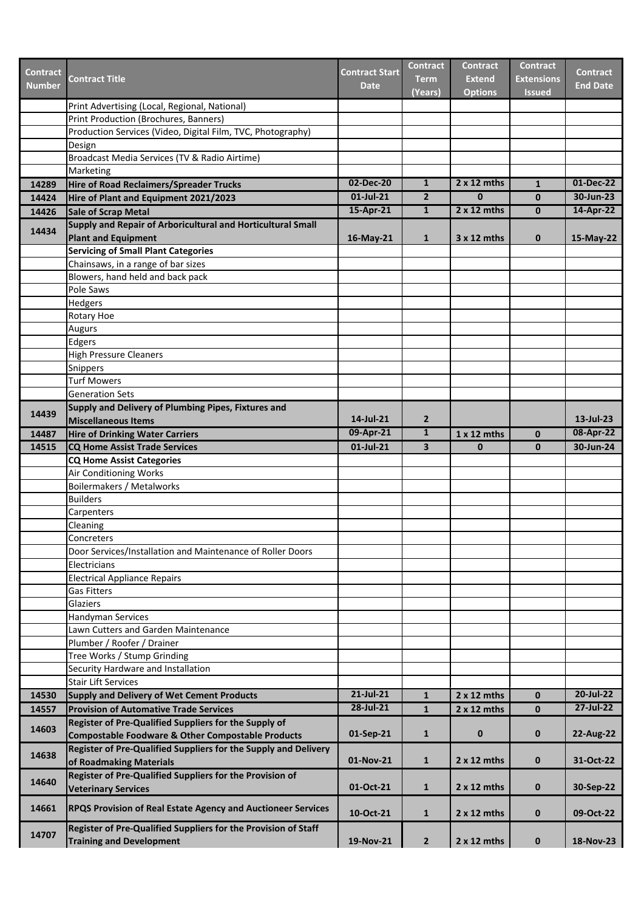| Contract Number | Contract Title | Contract Start Date | Contract Term (Years) | Contract Extend Options | Contract Extensions Issued | Contract End Date |
|---|---|---|---|---|---|---|
| | Print Advertising (Local, Regional, National) | | | | | |
| | Print Production (Brochures, Banners) | | | | | |
| | Production Services (Video, Digital Film, TVC, Photography) | | | | | |
| | Design | | | | | |
| | Broadcast Media Services (TV & Radio Airtime) | | | | | |
| | Marketing | | | | | |
| **14289** | **Hire of Road Reclaimers/Spreader Trucks** | **02-Dec-20** | **1** | **2 x 12 mths** | **1** | **01-Dec-22** |
| **14424** | **Hire of Plant and Equipment 2021/2023** | **01-Jul-21** | **2** | **0** | **0** | **30-Jun-23** |
| **14426** | **Sale of Scrap Metal** | **15-Apr-21** | **1** | **2 x 12 mths** | **0** | **14-Apr-22** |
| **14434** | **Supply and Repair of Arboricultural and Horticultural Small Plant and Equipment** | **16-May-21** | **1** | **3 x 12 mths** | **0** | **15-May-22** |
| | **Servicing of Small Plant Categories** | | | | | |
| | Chainsaws, in a range of bar sizes | | | | | |
| | Blowers, hand held and back pack | | | | | |
| | Pole Saws | | | | | |
| | Hedgers | | | | | |
| | Rotary Hoe | | | | | |
| | Augurs | | | | | |
| | Edgers | | | | | |
| | High Pressure Cleaners | | | | | |
| | Snippers | | | | | |
| | Turf Mowers | | | | | |
| | Generation Sets | | | | | |
| **14439** | **Supply and Delivery of Plumbing Pipes, Fixtures and Miscellaneous Items** | **14-Jul-21** | **2** | | | **13-Jul-23** |
| **14487** | **Hire of Drinking Water Carriers** | **09-Apr-21** | **1** | **1 x 12 mths** | **0** | **08-Apr-22** |
| **14515** | **CQ Home Assist Trade Services** | **01-Jul-21** | **3** | **0** | **0** | **30-Jun-24** |
| | **CQ Home Assist Categories** | | | | | |
| | Air Conditioning Works | | | | | |
| | Boilermakers / Metalworks | | | | | |
| | Builders | | | | | |
| | Carpenters | | | | | |
| | Cleaning | | | | | |
| | Concreters | | | | | |
| | Door Services/Installation and Maintenance of Roller Doors | | | | | |
| | Electricians | | | | | |
| | Electrical Appliance Repairs | | | | | |
| | Gas Fitters | | | | | |
| | Glaziers | | | | | |
| | Handyman Services | | | | | |
| | Lawn Cutters and Garden Maintenance | | | | | |
| | Plumber / Roofer / Drainer | | | | | |
| | Tree Works / Stump Grinding | | | | | |
| | Security Hardware and Installation | | | | | |
| | Stair Lift Services | | | | | |
| **14530** | **Supply and Delivery of Wet Cement Products** | **21-Jul-21** | **1** | **2 x 12 mths** | **0** | **20-Jul-22** |
| **14557** | **Provision of Automative Trade Services** | **28-Jul-21** | **1** | **2 x 12 mths** | **0** | **27-Jul-22** |
| **14603** | **Register of Pre-Qualified Suppliers for the Supply of Compostable Foodware & Other Compostable Products** | **01-Sep-21** | **1** | **0** | **0** | **22-Aug-22** |
| **14638** | **Register of Pre-Qualified Suppliers for the Supply and Delivery of Roadmaking Materials** | **01-Nov-21** | **1** | **2 x 12 mths** | **0** | **31-Oct-22** |
| **14640** | **Register of Pre-Qualified Suppliers for the Provision of Veterinary Services** | **01-Oct-21** | **1** | **2 x 12 mths** | **0** | **30-Sep-22** |
| **14661** | **RPQS Provision of Real Estate Agency and Auctioneer Services** | **10-Oct-21** | **1** | **2 x 12 mths** | **0** | **09-Oct-22** |
| **14707** | **Register of Pre-Qualified Suppliers for the Provision of Staff Training and Development** | **19-Nov-21** | **2** | **2 x 12 mths** | **0** | **18-Nov-23** |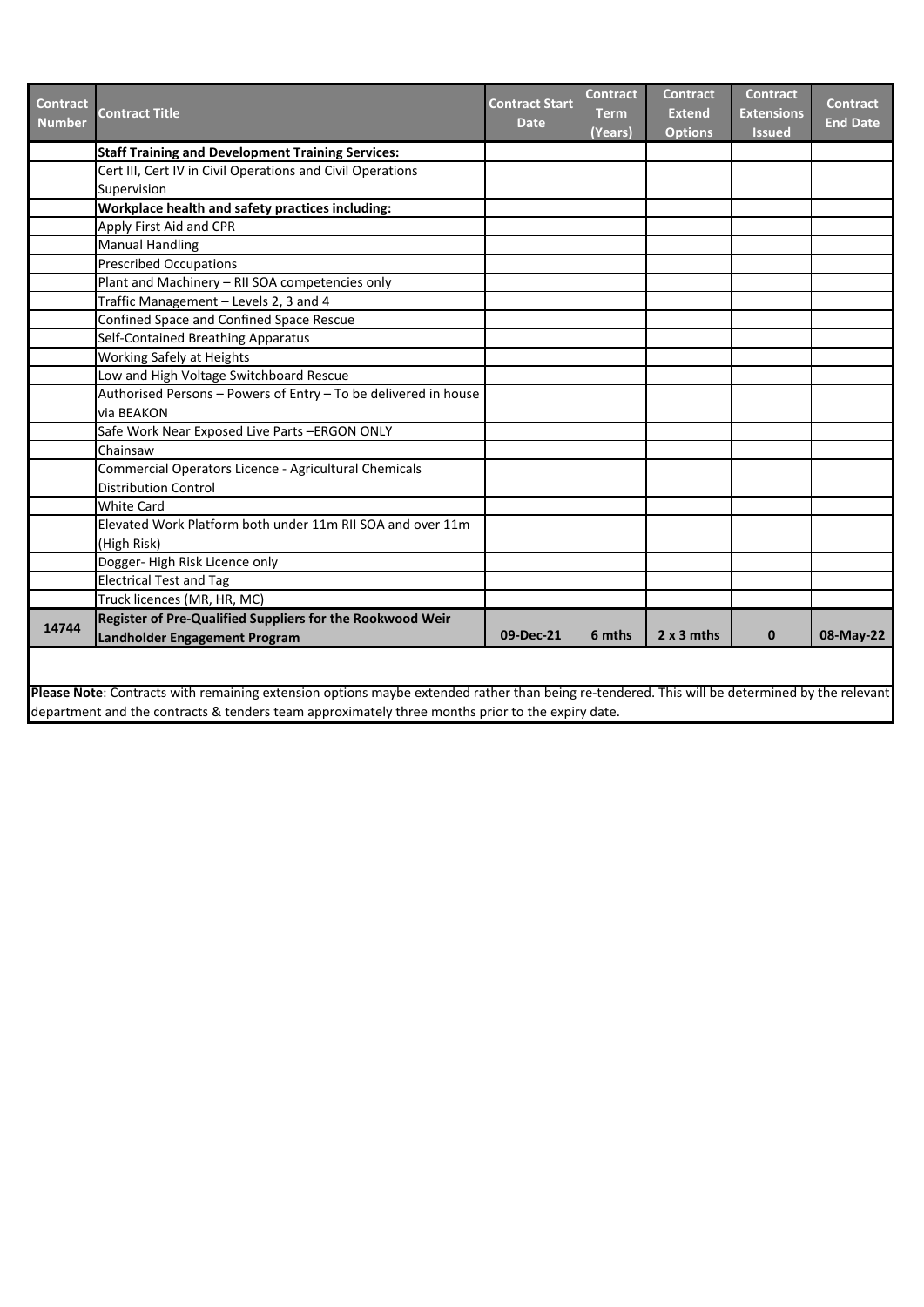| Contract Number | Contract Title | Contract Start Date | Contract Term (Years) | Contract Extend Options | Contract Extensions Issued | Contract End Date |
|---|---|---|---|---|---|---|
| | **Staff Training and Development Training Services:** | | | | | |
| | Cert III, Cert IV in Civil Operations and Civil Operations Supervision | | | | | |
| | **Workplace health and safety practices including:** | | | | | |
| | Apply First Aid and CPR | | | | | |
| | Manual Handling | | | | | |
| | Prescribed Occupations | | | | | |
| | Plant and Machinery – RII SOA competencies only | | | | | |
| | Traffic Management – Levels 2, 3 and 4 | | | | | |
| | Confined Space and Confined Space Rescue | | | | | |
| | Self-Contained Breathing Apparatus | | | | | |
| | Working Safely at Heights | | | | | |
| | Low and High Voltage Switchboard Rescue | | | | | |
| | Authorised Persons – Powers of Entry – To be delivered in house via BEAKON | | | | | |
| | Safe Work Near Exposed Live Parts –ERGON ONLY | | | | | |
| | Chainsaw | | | | | |
| | Commercial Operators Licence - Agricultural Chemicals Distribution Control | | | | | |
| | White Card | | | | | |
| | Elevated Work Platform both under 11m RII SOA and over 11m (High Risk) | | | | | |
| | Dogger- High Risk Licence only | | | | | |
| | Electrical Test and Tag | | | | | |
| | Truck licences (MR, HR, MC) | | | | | |
| **14744** | **Register of Pre-Qualified Suppliers for the Rookwood Weir Landholder Engagement Program** | **09-Dec-21** | **6 mths** | **2 x 3 mths** | **0** | **08-May-22** |

**Please Note**: Contracts with remaining extension options maybe extended rather than being re-tendered. This will be determined by the relevant department and the contracts & tenders team approximately three months prior to the expiry date.